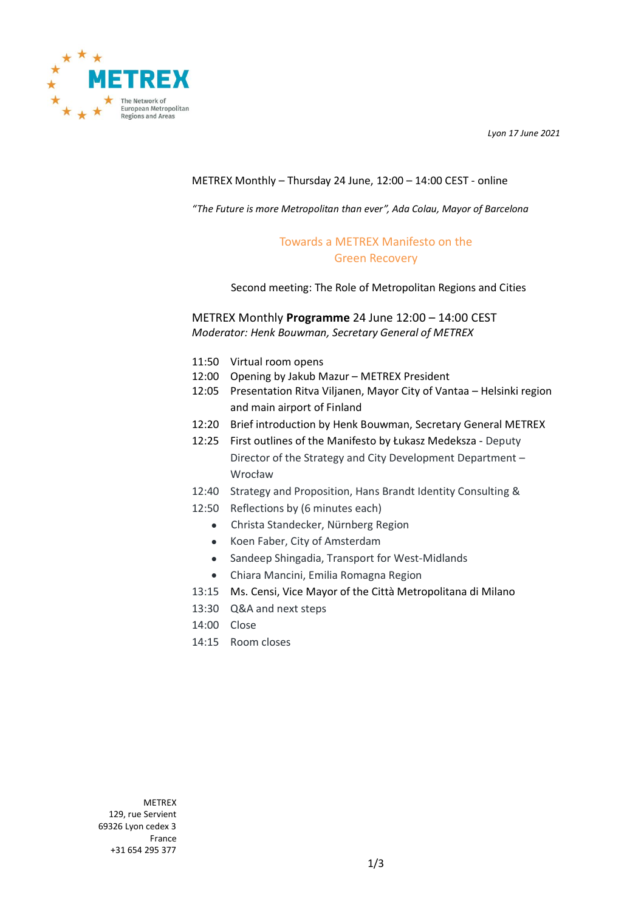METREX

The Network of European Metropolitan Regions and Areas

*Lyon 17 June 2021*

METREX Monthly – Thursday 24 June, 12:00 – 14:00 CEST - online

*"The Future is more Metropolitan than ever", Ada Colau, Mayor of Barcelona*

## Towards a METREX Manifesto on the Green Recovery

Second meeting: The Role of Metropolitan Regions and Cities

METREX Monthly **Programme** 24 June 12:00 – 14:00 CEST
*Moderator: Henk Bouwman, Secretary General of METREX*

11:50 Virtual room opens
12:00 Opening by Jakub Mazur – METREX President
12:05 Presentation Ritva Viljanen, Mayor City of Vantaa – Helsinki region and main airport of Finland
12:20 Brief introduction by Henk Bouwman, Secretary General METREX
12:25 First outlines of the Manifesto by Łukasz Medeksza - Deputy Director of the Strategy and City Development Department – Wrocław
12:40 Strategy and Proposition, Hans Brandt Identity Consulting &
12:50 Reflections by (6 minutes each)

- Christa Standecker, Nürnberg Region
- Koen Faber, City of Amsterdam
- Sandeep Shingadia, Transport for West-Midlands
- Chiara Mancini, Emilia Romagna Region

13:15 Ms. Censi, Vice Mayor of the Città Metropolitana di Milano
13:30 Q&A and next steps
14:00 Close
14:15 Room closes

METREX
129, rue Servient
69326 Lyon cedex 3
France
+31 654 295 377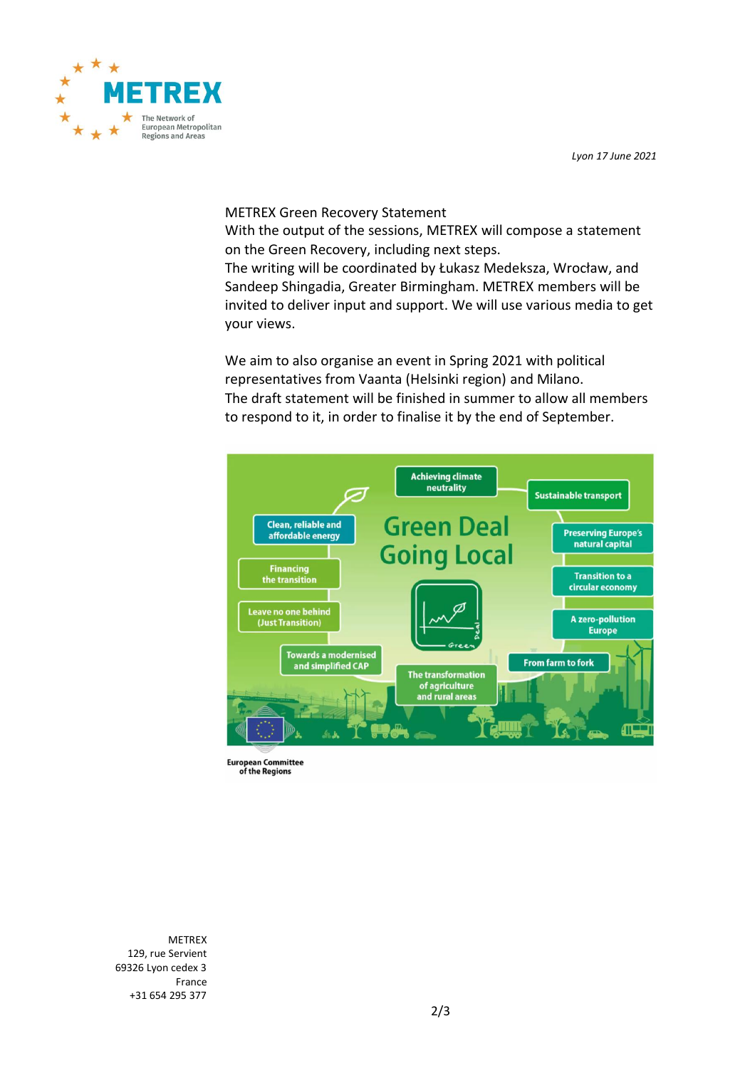*Lyon 17 June 2021*

METREX Green Recovery Statement
With the output of the sessions, METREX will compose a statement on the Green Recovery, including next steps.
The writing will be coordinated by Łukasz Medeksza, Wrocław, and Sandeep Shingadia, Greater Birmingham. METREX members will be invited to deliver input and support. We will use various media to get your views.

We aim to also organise an event in Spring 2021 with political representatives from Vaanta (Helsinki region) and Milano.
The draft statement will be finished in summer to allow all members to respond to it, in order to finalise it by the end of September.

METREX
129, rue Servient
69326 Lyon cedex 3
France
+31 654 295 377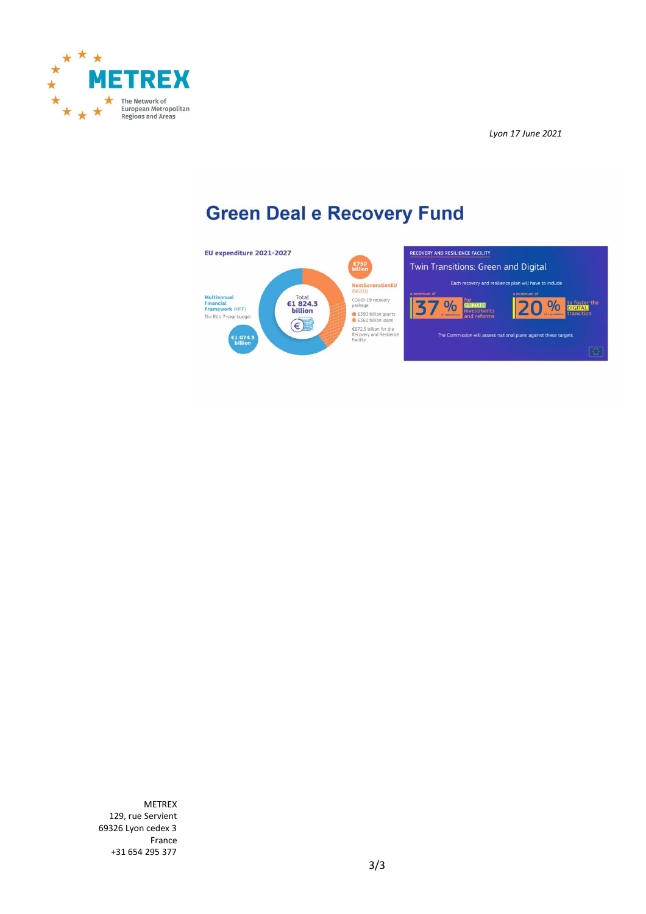*Lyon 17 June 2021*

# Green Deal e Recovery Fund

EU expenditure 2021-2027

Multiannual Financial Framework (MFF)
The EU's 7-year budget

€1 074.3 billion

Total €1 824.3 billion

€750 billion

NextGenerationEU (NGEU)
COVID-19 recovery package
€390 billion grants
€360 billion loans
€672.5 billion for the Recovery and Resilience Facility

RECOVERY AND RESILIENCE FACILITY

Twin Transitions: Green and Digital

Each recovery and resilience plan will have to include

a minimum of 37 % of expenditure for CLIMATE investments and reforms

a minimum of 20 % of expenditure to foster the DIGITAL transition

The Commission will assess national plans against these targets.

METREX
129, rue Servient
69326 Lyon cedex 3
France
+31 654 295 377